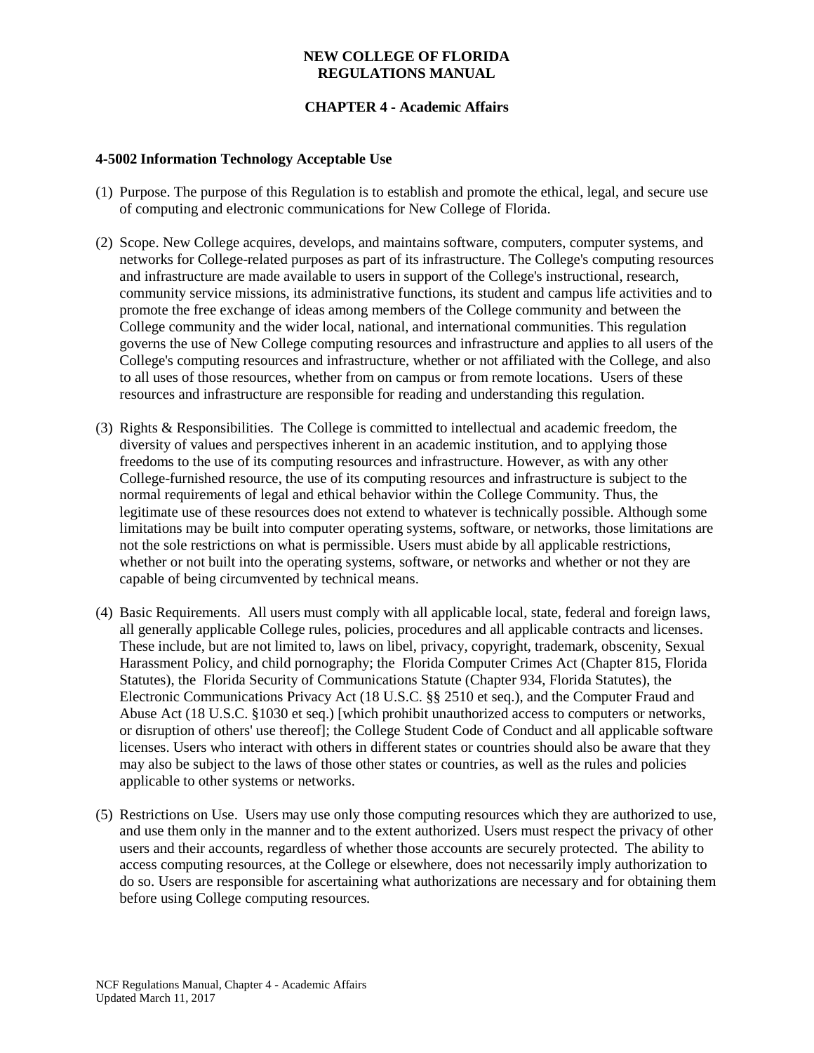**NEW COLLEGE OF FLORIDA**
**REGULATIONS MANUAL**

**CHAPTER 4 - Academic Affairs**

## 4-5002 Information Technology Acceptable Use

(1) Purpose. The purpose of this Regulation is to establish and promote the ethical, legal, and secure use of computing and electronic communications for New College of Florida.

(2) Scope. New College acquires, develops, and maintains software, computers, computer systems, and networks for College-related purposes as part of its infrastructure. The College's computing resources and infrastructure are made available to users in support of the College's instructional, research, community service missions, its administrative functions, its student and campus life activities and to promote the free exchange of ideas among members of the College community and between the College community and the wider local, national, and international communities. This regulation governs the use of New College computing resources and infrastructure and applies to all users of the College's computing resources and infrastructure, whether or not affiliated with the College, and also to all uses of those resources, whether from on campus or from remote locations. Users of these resources and infrastructure are responsible for reading and understanding this regulation.

(3) Rights & Responsibilities. The College is committed to intellectual and academic freedom, the diversity of values and perspectives inherent in an academic institution, and to applying those freedoms to the use of its computing resources and infrastructure. However, as with any other College-furnished resource, the use of its computing resources and infrastructure is subject to the normal requirements of legal and ethical behavior within the College Community. Thus, the legitimate use of these resources does not extend to whatever is technically possible. Although some limitations may be built into computer operating systems, software, or networks, those limitations are not the sole restrictions on what is permissible. Users must abide by all applicable restrictions, whether or not built into the operating systems, software, or networks and whether or not they are capable of being circumvented by technical means.

(4) Basic Requirements. All users must comply with all applicable local, state, federal and foreign laws, all generally applicable College rules, policies, procedures and all applicable contracts and licenses. These include, but are not limited to, laws on libel, privacy, copyright, trademark, obscenity, Sexual Harassment Policy, and child pornography; the Florida Computer Crimes Act (Chapter 815, Florida Statutes), the Florida Security of Communications Statute (Chapter 934, Florida Statutes), the Electronic Communications Privacy Act (18 U.S.C. §§ 2510 et seq.), and the Computer Fraud and Abuse Act (18 U.S.C. §1030 et seq.) [which prohibit unauthorized access to computers or networks, or disruption of others' use thereof]; the College Student Code of Conduct and all applicable software licenses. Users who interact with others in different states or countries should also be aware that they may also be subject to the laws of those other states or countries, as well as the rules and policies applicable to other systems or networks.

(5) Restrictions on Use. Users may use only those computing resources which they are authorized to use, and use them only in the manner and to the extent authorized. Users must respect the privacy of other users and their accounts, regardless of whether those accounts are securely protected. The ability to access computing resources, at the College or elsewhere, does not necessarily imply authorization to do so. Users are responsible for ascertaining what authorizations are necessary and for obtaining them before using College computing resources.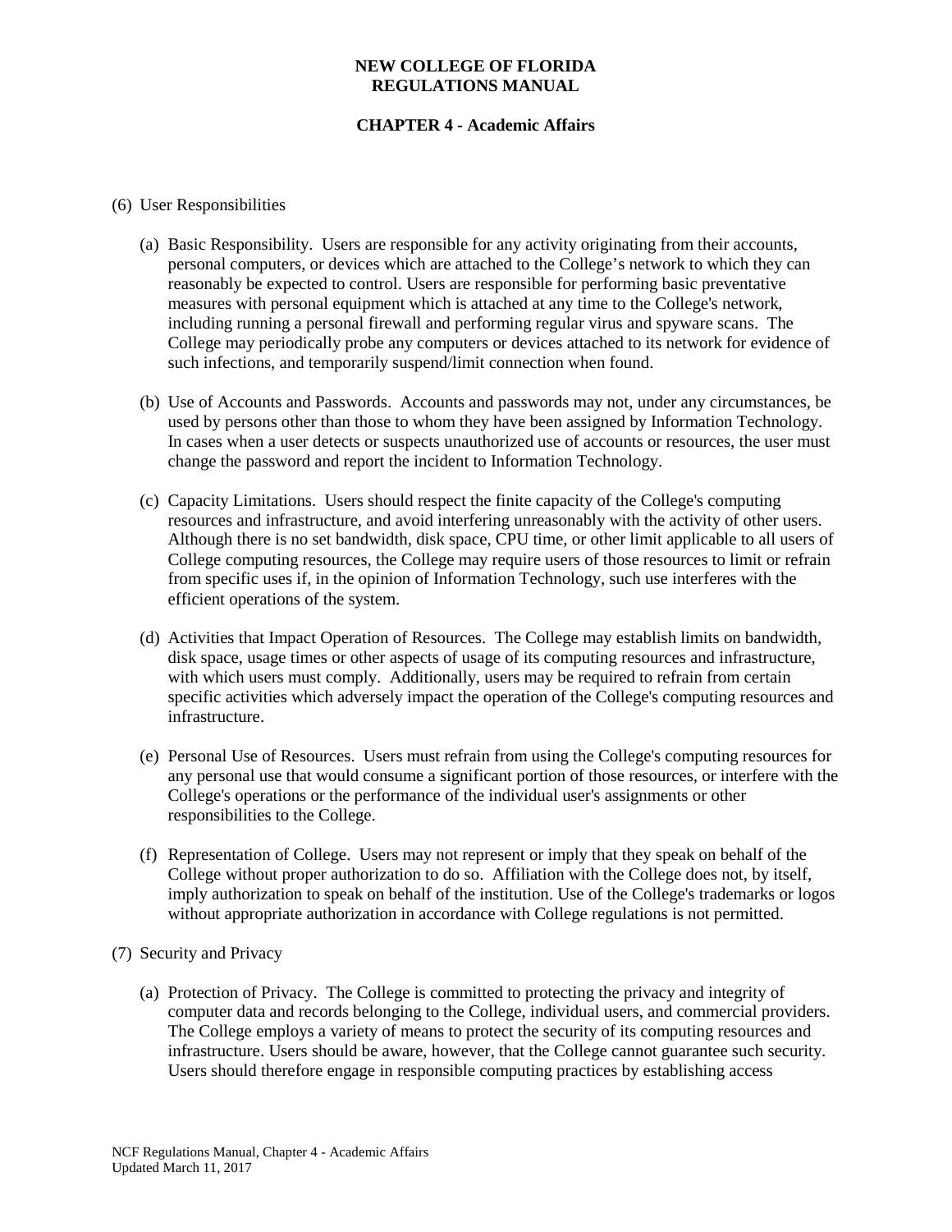(6) User Responsibilities

(a) Basic Responsibility. Users are responsible for any activity originating from their accounts, personal computers, or devices which are attached to the College's network to which they can reasonably be expected to control. Users are responsible for performing basic preventative measures with personal equipment which is attached at any time to the College's network, including running a personal firewall and performing regular virus and spyware scans. The College may periodically probe any computers or devices attached to its network for evidence of such infections, and temporarily suspend/limit connection when found.

(b) Use of Accounts and Passwords. Accounts and passwords may not, under any circumstances, be used by persons other than those to whom they have been assigned by Information Technology. In cases when a user detects or suspects unauthorized use of accounts or resources, the user must change the password and report the incident to Information Technology.

(c) Capacity Limitations. Users should respect the finite capacity of the College's computing resources and infrastructure, and avoid interfering unreasonably with the activity of other users. Although there is no set bandwidth, disk space, CPU time, or other limit applicable to all users of College computing resources, the College may require users of those resources to limit or refrain from specific uses if, in the opinion of Information Technology, such use interferes with the efficient operations of the system.

(d) Activities that Impact Operation of Resources. The College may establish limits on bandwidth, disk space, usage times or other aspects of usage of its computing resources and infrastructure, with which users must comply. Additionally, users may be required to refrain from certain specific activities which adversely impact the operation of the College's computing resources and infrastructure.

(e) Personal Use of Resources. Users must refrain from using the College's computing resources for any personal use that would consume a significant portion of those resources, or interfere with the College's operations or the performance of the individual user's assignments or other responsibilities to the College.

(f) Representation of College. Users may not represent or imply that they speak on behalf of the College without proper authorization to do so. Affiliation with the College does not, by itself, imply authorization to speak on behalf of the institution. Use of the College's trademarks or logos without appropriate authorization in accordance with College regulations is not permitted.

(7) Security and Privacy

(a) Protection of Privacy. The College is committed to protecting the privacy and integrity of computer data and records belonging to the College, individual users, and commercial providers. The College employs a variety of means to protect the security of its computing resources and infrastructure. Users should be aware, however, that the College cannot guarantee such security. Users should therefore engage in responsible computing practices by establishing access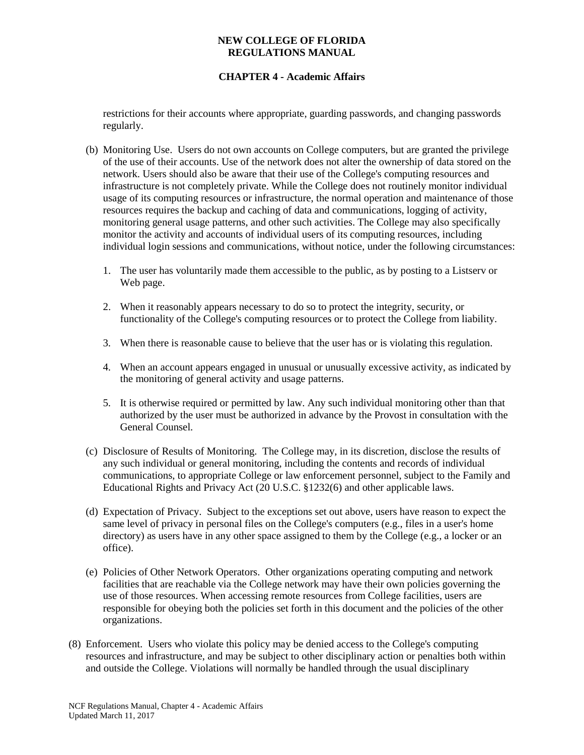restrictions for their accounts where appropriate, guarding passwords, and changing passwords regularly.

(b) Monitoring Use. Users do not own accounts on College computers, but are granted the privilege of the use of their accounts. Use of the network does not alter the ownership of data stored on the network. Users should also be aware that their use of the College's computing resources and infrastructure is not completely private. While the College does not routinely monitor individual usage of its computing resources or infrastructure, the normal operation and maintenance of those resources requires the backup and caching of data and communications, logging of activity, monitoring general usage patterns, and other such activities. The College may also specifically monitor the activity and accounts of individual users of its computing resources, including individual login sessions and communications, without notice, under the following circumstances:

1. The user has voluntarily made them accessible to the public, as by posting to a Listserv or Web page.

2. When it reasonably appears necessary to do so to protect the integrity, security, or functionality of the College's computing resources or to protect the College from liability.

3. When there is reasonable cause to believe that the user has or is violating this regulation.

4. When an account appears engaged in unusual or unusually excessive activity, as indicated by the monitoring of general activity and usage patterns.

5. It is otherwise required or permitted by law. Any such individual monitoring other than that authorized by the user must be authorized in advance by the Provost in consultation with the General Counsel.

(c) Disclosure of Results of Monitoring. The College may, in its discretion, disclose the results of any such individual or general monitoring, including the contents and records of individual communications, to appropriate College or law enforcement personnel, subject to the Family and Educational Rights and Privacy Act (20 U.S.C. §1232(6) and other applicable laws.

(d) Expectation of Privacy. Subject to the exceptions set out above, users have reason to expect the same level of privacy in personal files on the College's computers (e.g., files in a user's home directory) as users have in any other space assigned to them by the College (e.g., a locker or an office).

(e) Policies of Other Network Operators. Other organizations operating computing and network facilities that are reachable via the College network may have their own policies governing the use of those resources. When accessing remote resources from College facilities, users are responsible for obeying both the policies set forth in this document and the policies of the other organizations.

(8) Enforcement. Users who violate this policy may be denied access to the College's computing resources and infrastructure, and may be subject to other disciplinary action or penalties both within and outside the College. Violations will normally be handled through the usual disciplinary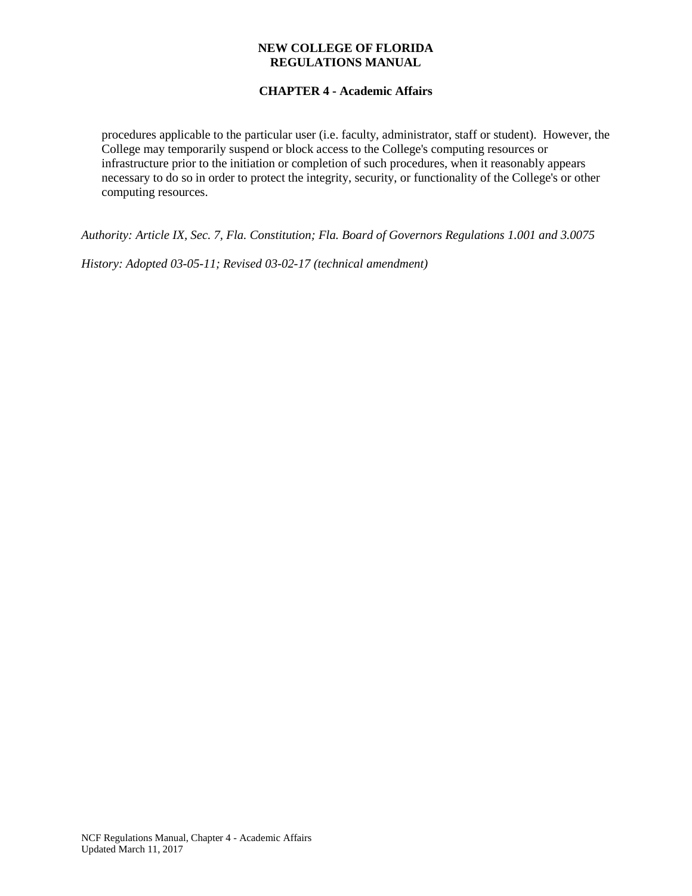procedures applicable to the particular user (i.e. faculty, administrator, staff or student). However, the College may temporarily suspend or block access to the College's computing resources or infrastructure prior to the initiation or completion of such procedures, when it reasonably appears necessary to do so in order to protect the integrity, security, or functionality of the College's or other computing resources.

*Authority: Article IX, Sec. 7, Fla. Constitution; Fla. Board of Governors Regulations 1.001 and 3.0075*

*History: Adopted 03-05-11; Revised 03-02-17 (technical amendment)*